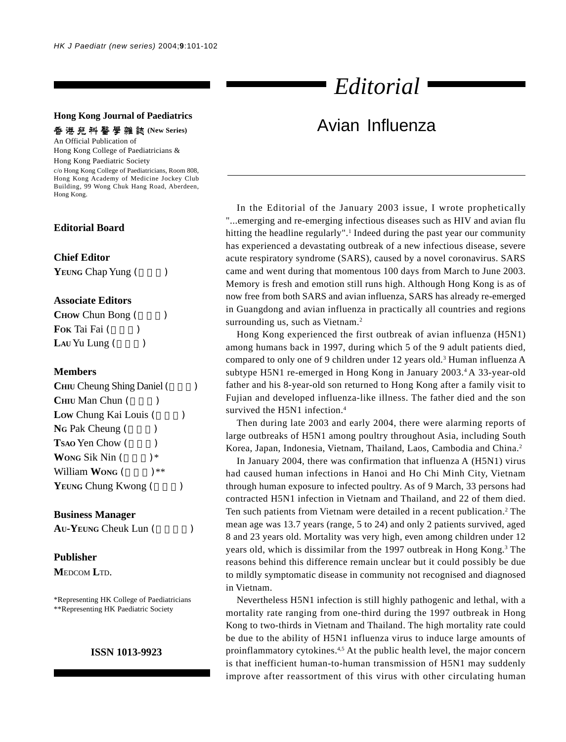**Hong Kong Journal of Paediatrics**

香港兒科醫學雜誌 **(New Series)**

An Official Publication of
Hong Kong College of Paediatricians &
Hong Kong Paediatric Society

c/o Hong Kong College of Paediatricians, Room 808, Hong Kong Academy of Medicine Jockey Club Building, 99 Wong Chuk Hang Road, Aberdeen, Hong Kong.

**Editorial Board**

**Chief Editor**
YEUNG Chap Yung ( )

**Associate Editors**
CHOW Chun Bong ( )
FOK Tai Fai ( )
LAU Yu Lung ( )

**Members**
CHIU Cheung Shing Daniel ( )
CHIU Man Chun ( )
LOW Chung Kai Louis ( )
NG Pak Cheung ( )
TSAO Yen Chow ( )
WONG Sik Nin ( )*
William WONG ( )**
YEUNG Chung Kwong ( )

**Business Manager**
AU-YEUNG Cheuk Lun ( )

**Publisher**
MEDCOM LTD.

*Representing HK College of Paediatricians
**Representing HK Paediatric Society

**ISSN 1013-9923**

# *Editorial*

## Avian Influenza

In the Editorial of the January 2003 issue, I wrote prophetically "...emerging and re-emerging infectious diseases such as HIV and avian flu hitting the headline regularly".[1] Indeed during the past year our community has experienced a devastating outbreak of a new infectious disease, severe acute respiratory syndrome (SARS), caused by a novel coronavirus. SARS came and went during that momentous 100 days from March to June 2003. Memory is fresh and emotion still runs high. Although Hong Kong is as of now free from both SARS and avian influenza, SARS has already re-emerged in Guangdong and avian influenza in practically all countries and regions surrounding us, such as Vietnam.[2]

Hong Kong experienced the first outbreak of avian influenza (H5N1) among humans back in 1997, during which 5 of the 9 adult patients died, compared to only one of 9 children under 12 years old.[3] Human influenza A subtype H5N1 re-emerged in Hong Kong in January 2003.[4] A 33-year-old father and his 8-year-old son returned to Hong Kong after a family visit to Fujian and developed influenza-like illness. The father died and the son survived the H5N1 infection.[4]

Then during late 2003 and early 2004, there were alarming reports of large outbreaks of H5N1 among poultry throughout Asia, including South Korea, Japan, Indonesia, Vietnam, Thailand, Laos, Cambodia and China.[2]

In January 2004, there was confirmation that influenza A (H5N1) virus had caused human infections in Hanoi and Ho Chi Minh City, Vietnam through human exposure to infected poultry. As of 9 March, 33 persons had contracted H5N1 infection in Vietnam and Thailand, and 22 of them died. Ten such patients from Vietnam were detailed in a recent publication.[2] The mean age was 13.7 years (range, 5 to 24) and only 2 patients survived, aged 8 and 23 years old. Mortality was very high, even among children under 12 years old, which is dissimilar from the 1997 outbreak in Hong Kong.[3] The reasons behind this difference remain unclear but it could possibly be due to mildly symptomatic disease in community not recognised and diagnosed in Vietnam.

Nevertheless H5N1 infection is still highly pathogenic and lethal, with a mortality rate ranging from one-third during the 1997 outbreak in Hong Kong to two-thirds in Vietnam and Thailand. The high mortality rate could be due to the ability of H5N1 influenza virus to induce large amounts of proinflammatory cytokines.[4,5] At the public health level, the major concern is that inefficient human-to-human transmission of H5N1 may suddenly improve after reassortment of this virus with other circulating human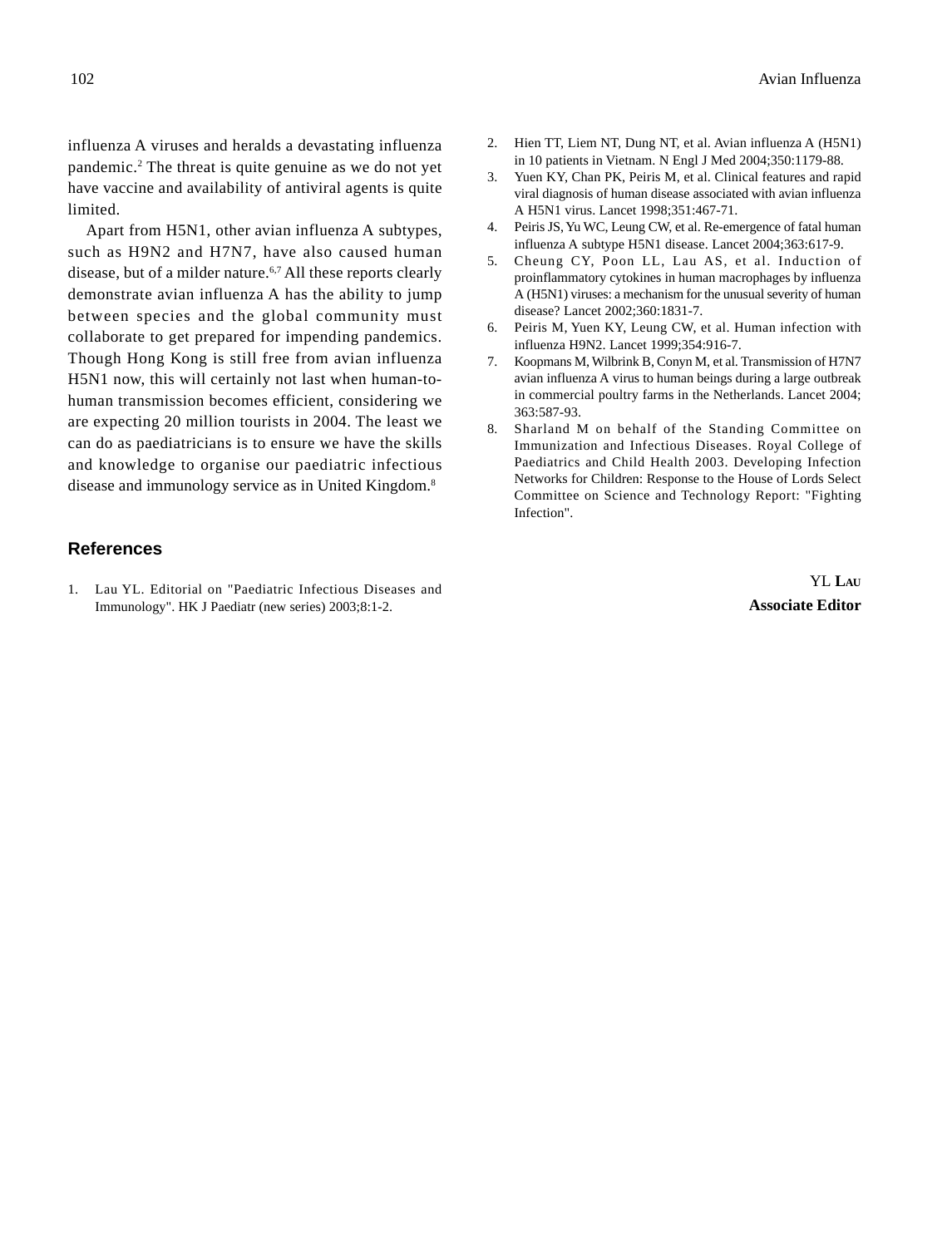influenza A viruses and heralds a devastating influenza pandemic.[2] The threat is quite genuine as we do not yet have vaccine and availability of antiviral agents is quite limited.

Apart from H5N1, other avian influenza A subtypes, such as H9N2 and H7N7, have also caused human disease, but of a milder nature.[6,7] All these reports clearly demonstrate avian influenza A has the ability to jump between species and the global community must collaborate to get prepared for impending pandemics. Though Hong Kong is still free from avian influenza H5N1 now, this will certainly not last when human-to-human transmission becomes efficient, considering we are expecting 20 million tourists in 2004. The least we can do as paediatricians is to ensure we have the skills and knowledge to organise our paediatric infectious disease and immunology service as in United Kingdom.[8]

## References

1. Lau YL. Editorial on "Paediatric Infectious Diseases and Immunology". HK J Paediatr (new series) 2003;8:1-2.
2. Hien TT, Liem NT, Dung NT, et al. Avian influenza A (H5N1) in 10 patients in Vietnam. N Engl J Med 2004;350:1179-88.
3. Yuen KY, Chan PK, Peiris M, et al. Clinical features and rapid viral diagnosis of human disease associated with avian influenza A H5N1 virus. Lancet 1998;351:467-71.
4. Peiris JS, Yu WC, Leung CW, et al. Re-emergence of fatal human influenza A subtype H5N1 disease. Lancet 2004;363:617-9.
5. Cheung CY, Poon LL, Lau AS, et al. Induction of proinflammatory cytokines in human macrophages by influenza A (H5N1) viruses: a mechanism for the unusual severity of human disease? Lancet 2002;360:1831-7.
6. Peiris M, Yuen KY, Leung CW, et al. Human infection with influenza H9N2. Lancet 1999;354:916-7.
7. Koopmans M, Wilbrink B, Conyn M, et al. Transmission of H7N7 avian influenza A virus to human beings during a large outbreak in commercial poultry farms in the Netherlands. Lancet 2004; 363:587-93.
8. Sharland M on behalf of the Standing Committee on Immunization and Infectious Diseases. Royal College of Paediatrics and Child Health 2003. Developing Infection Networks for Children: Response to the House of Lords Select Committee on Science and Technology Report: "Fighting Infection".

YL Lau

**Associate Editor**